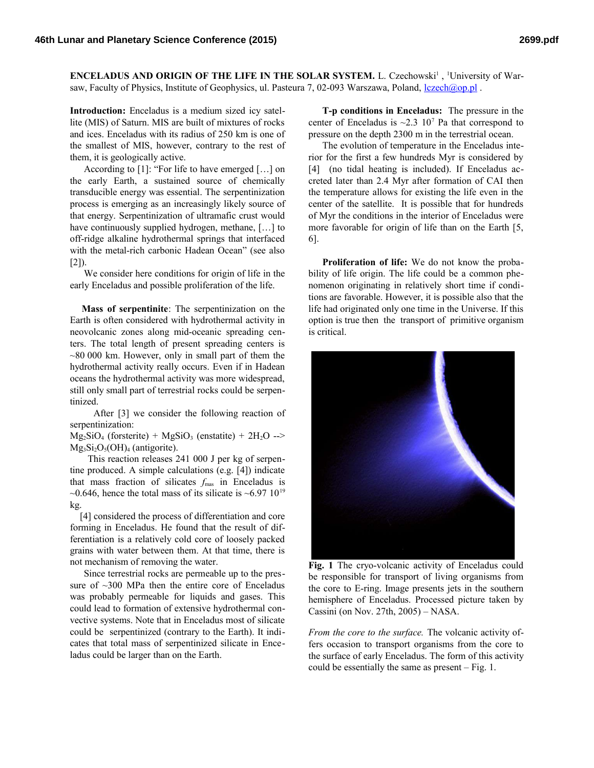**ENCELADUS AND ORIGIN OF THE LIFE IN THE SOLAR SYSTEM.** L. Czechowski[1], [1]University of Warsaw, Faculty of Physics, Institute of Geophysics, ul. Pasteura 7, 02-093 Warszawa, Poland, lczech@op.pl .

**Introduction:** Enceladus is a medium sized icy satellite (MIS) of Saturn. MIS are built of mixtures of rocks and ices. Enceladus with its radius of 250 km is one of the smallest of MIS, however, contrary to the rest of them, it is geologically active.

According to [1]: "For life to have emerged […] on the early Earth, a sustained source of chemically transducible energy was essential. The serpentinization process is emerging as an increasingly likely source of that energy. Serpentinization of ultramafic crust would have continuously supplied hydrogen, methane, […] to off-ridge alkaline hydrothermal springs that interfaced with the metal-rich carbonic Hadean Ocean" (see also [2]).

We consider here conditions for origin of life in the early Enceladus and possible proliferation of the life.

**Mass of serpentinite**: The serpentinization on the Earth is often considered with hydrothermal activity in neovolcanic zones along mid-oceanic spreading centers. The total length of present spreading centers is ~80 000 km. However, only in small part of them the hydrothermal activity really occurs. Even if in Hadean oceans the hydrothermal activity was more widespread, still only small part of terrestrial rocks could be serpentinized.

After [3] we consider the following reaction of serpentinization:

$Mg_2SiO_4$ (forsterite) + $MgSiO_3$ (enstatite) + $2H_2O$ --> $Mg_3Si_2O_5(OH)_4$ (antigorite).

This reaction releases 241 000 J per kg of serpentine produced. A simple calculations (e.g. [4]) indicate that mass fraction of silicates $f_{mas}$ in Enceladus is ~0.646, hence the total mass of its silicate is ~6.97 $10^{19}$ kg.

[4] considered the process of differentiation and core forming in Enceladus. He found that the result of differentiation is a relatively cold core of loosely packed grains with water between them. At that time, there is not mechanism of removing the water.

Since terrestrial rocks are permeable up to the pressure of ~300 MPa then the entire core of Enceladus was probably permeable for liquids and gases. This could lead to formation of extensive hydrothermal convective systems. Note that in Enceladus most of silicate could be serpentinized (contrary to the Earth). It indicates that total mass of serpentinized silicate in Enceladus could be larger than on the Earth.

**T-p conditions in Enceladus:** The pressure in the center of Enceladus is ~2.3 $10^7$ Pa that correspond to pressure on the depth 2300 m in the terrestrial ocean.

The evolution of temperature in the Enceladus interior for the first a few hundreds Myr is considered by [4] (no tidal heating is included). If Enceladus accreted later than 2.4 Myr after formation of CAI then the temperature allows for existing the life even in the center of the satellite. It is possible that for hundreds of Myr the conditions in the interior of Enceladus were more favorable for origin of life than on the Earth [5, 6].

**Proliferation of life:** We do not know the probability of life origin. The life could be a common phenomenon originating in relatively short time if conditions are favorable. However, it is possible also that the life had originated only one time in the Universe. If this option is true then the transport of primitive organism is critical.

**Fig. 1** The cryo-volcanic activity of Enceladus could be responsible for transport of living organisms from the core to E-ring. Image presents jets in the southern hemisphere of Enceladus. Processed picture taken by Cassini (on Nov. 27th, 2005) – NASA.

*From the core to the surface.* The volcanic activity offers occasion to transport organisms from the core to the surface of early Enceladus. The form of this activity could be essentially the same as present – Fig. 1.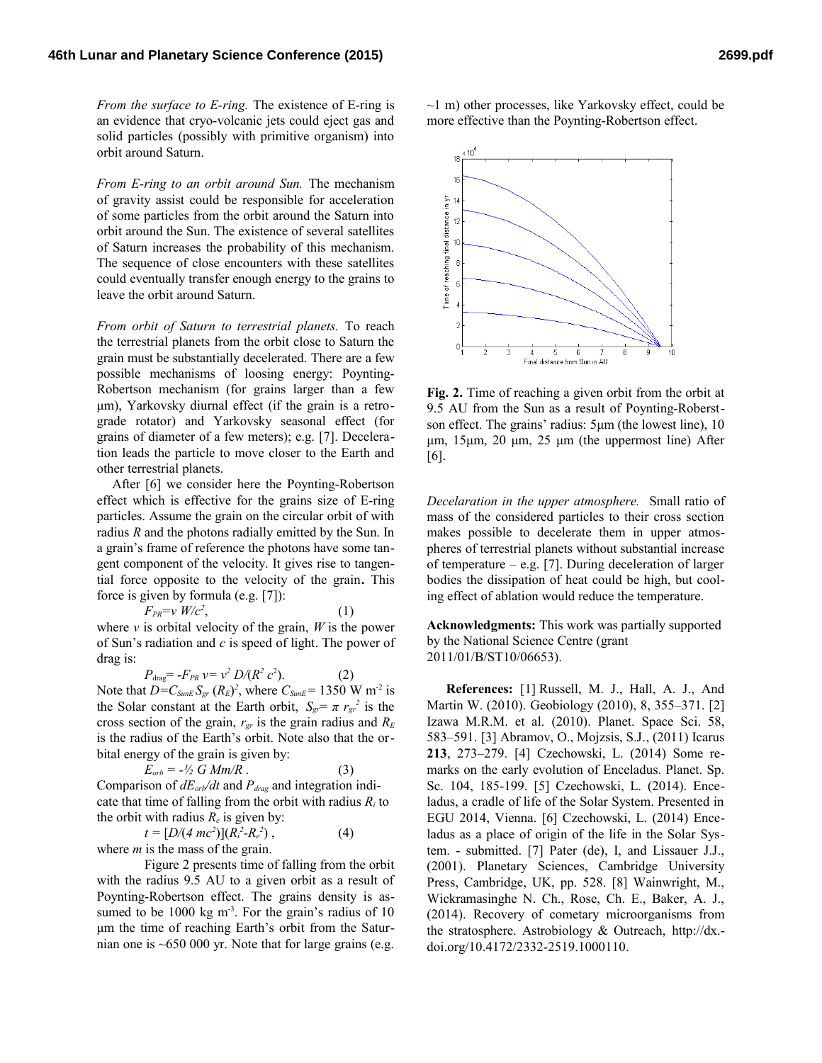*From the surface to E-ring.* The existence of E-ring is an evidence that cryo-volcanic jets could eject gas and solid particles (possibly with primitive organism) into orbit around Saturn.

*From E-ring to an orbit around Sun.* The mechanism of gravity assist could be responsible for acceleration of some particles from the orbit around the Saturn into orbit around the Sun. The existence of several satellites of Saturn increases the probability of this mechanism. The sequence of close encounters with these satellites could eventually transfer enough energy to the grains to leave the orbit around Saturn.

*From orbit of Saturn to terrestrial planets.* To reach the terrestrial planets from the orbit close to Saturn the grain must be substantially decelerated. There are a few possible mechanisms of loosing energy: Poynting-Robertson mechanism (for grains larger than a few μm), Yarkovsky diurnal effect (if the grain is a retrograde rotator) and Yarkovsky seasonal effect (for grains of diameter of a few meters); e.g. [7]. Deceleration leads the particle to move closer to the Earth and other terrestrial planets.

After [6] we consider here the Poynting-Robertson effect which is effective for the grains size of E-ring particles. Assume the grain on the circular orbit of with radius *R* and the photons radially emitted by the Sun. In a grain's frame of reference the photons have some tangent component of the velocity. It gives rise to tangential force opposite to the velocity of the grain**.** This force is given by formula (e.g. [7]):

$$F_{PR}=v\,W/c^2, \qquad (1)$$

where $v$ is orbital velocity of the grain, $W$ is the power of Sun's radiation and $c$ is speed of light. The power of drag is:

$$P_{\text{drag}}= -F_{PR}\,v= v^2\,D/(R^2\,c^2). \qquad (2)$$

Note that $D=C_{SunE}\,S_{gr}\,(R_E)^2$, where $C_{SunE}$ = 1350 W m$^{-2}$ is the Solar constant at the Earth orbit, $S_{gr}= \pi\, r_{gr}^{\,2}$ is the cross section of the grain, $r_{gr}$ is the grain radius and $R_E$ is the radius of the Earth's orbit. Note also that the orbital energy of the grain is given by:

$$E_{orb} = -\tfrac{1}{2}\,G\,Mm/R\,. \qquad (3)$$

Comparison of $dE_{orb}/dt$ and $P_{drag}$ and integration indicate that time of falling from the orbit with radius $R_i$ to the orbit with radius $R_e$ is given by:

$$t = [D/(4\,mc^2)](R_i^2-R_e^2)\,, \qquad (4)$$

where $m$ is the mass of the grain.

Figure 2 presents time of falling from the orbit with the radius 9.5 AU to a given orbit as a result of Poynting-Robertson effect. The grains density is assumed to be 1000 kg m$^{-3}$. For the grain's radius of 10 μm the time of reaching Earth's orbit from the Saturnian one is ~650 000 yr. Note that for large grains (e.g. ~1 m) other processes, like Yarkovsky effect, could be more effective than the Poynting-Robertson effect.

x 10^5
18
16
14
12
10
8
6
4
2
0
Time of reaching final distance in yr
1 2 3 4 5 6 7 8 9 10
Final distance from Sun in AU

**Fig. 2.** Time of reaching a given orbit from the orbit at 9.5 AU from the Sun as a result of Poynting-Roberstson effect. The grains' radius: 5μm (the lowest line), 10 μm, 15μm, 20 μm, 25 μm (the uppermost line) After [6].

*Decelaration in the upper atmosphere.* Small ratio of mass of the considered particles to their cross section makes possible to decelerate them in upper atmospheres of terrestrial planets without substantial increase of temperature – e.g. [7]. During deceleration of larger bodies the dissipation of heat could be high, but cooling effect of ablation would reduce the temperature.

**Acknowledgments:** This work was partially supported by the National Science Centre (grant 2011/01/B/ST10/06653).

**References:** [1] Russell, M. J., Hall, A. J., And Martin W. (2010). Geobiology (2010), 8, 355–371. [2] Izawa M.R.M. et al. (2010). Planet. Space Sci. 58, 583–591. [3] Abramov, O., Mojzsis, S.J., (2011) Icarus **213**, 273–279. [4] Czechowski, L. (2014) Some remarks on the early evolution of Enceladus. Planet. Sp. Sc. 104, 185-199. [5] Czechowski, L. (2014). Enceladus, a cradle of life of the Solar System. Presented in EGU 2014, Vienna. [6] Czechowski, L. (2014) Enceladus as a place of origin of the life in the Solar System. - submitted. [7] Pater (de), I, and Lissauer J.J., (2001). Planetary Sciences, Cambridge University Press, Cambridge, UK, pp. 528. [8] Wainwright, M., Wickramasinghe N. Ch., Rose, Ch. E., Baker, A. J., (2014). Recovery of cometary microorganisms from the stratosphere. Astrobiology & Outreach, http://dx.doi.org/10.4172/2332-2519.1000110.